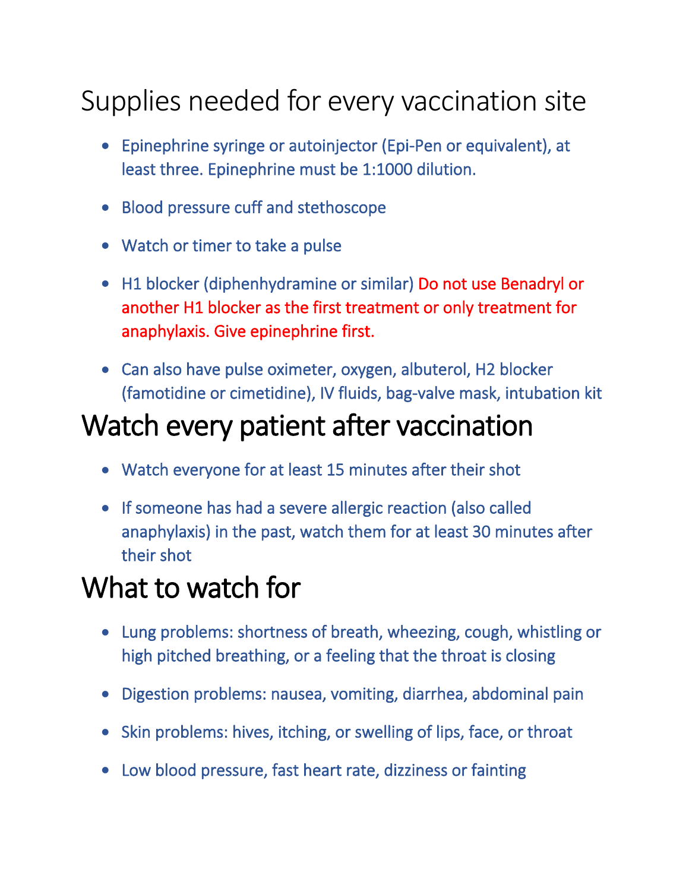# Supplies needed for every vaccination site

- Epinephrine syringe or autoinjector (Epi-Pen or equivalent), at least three. Epinephrine must be 1:1000 dilution.
- Blood pressure cuff and stethoscope
- Watch or timer to take a pulse
- H1 blocker (diphenhydramine or similar) Do not use Benadryl or another H1 blocker as the first treatment or only treatment for anaphylaxis. Give epinephrine first.
- Can also have pulse oximeter, oxygen, albuterol, H2 blocker (famotidine or cimetidine), IV fluids, bag-valve mask, intubation kit

# Watch every patient after vaccination

- Watch everyone for at least 15 minutes after their shot
- If someone has had a severe allergic reaction (also called anaphylaxis) in the past, watch them for at least 30 minutes after their shot

# What to watch for

- Lung problems: shortness of breath, wheezing, cough, whistling or high pitched breathing, or a feeling that the throat is closing
- Digestion problems: nausea, vomiting, diarrhea, abdominal pain
- Skin problems: hives, itching, or swelling of lips, face, or throat
- Low blood pressure, fast heart rate, dizziness or fainting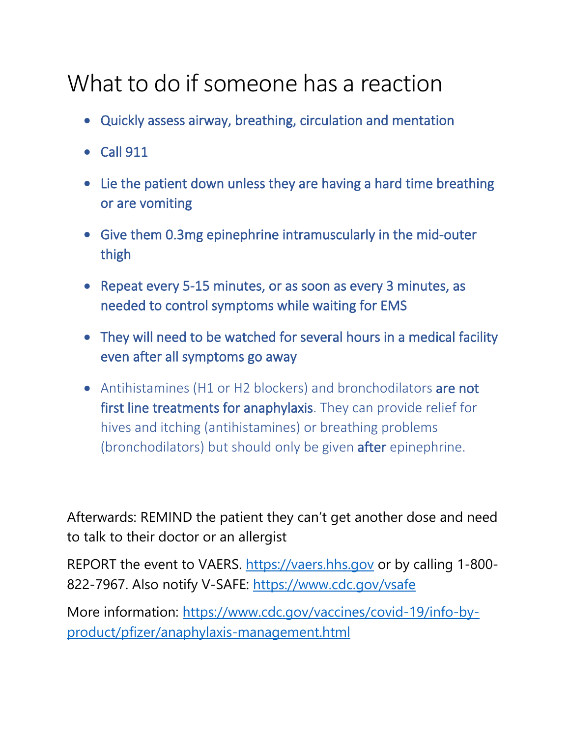# What to do if someone has a reaction

- Quickly assess airway, breathing, circulation and mentation
- Call 911
- Lie the patient down unless they are having a hard time breathing or are vomiting
- Give them 0.3mg epinephrine intramuscularly in the mid-outer thigh
- Repeat every 5-15 minutes, or as soon as every 3 minutes, as needed to control symptoms while waiting for EMS
- They will need to be watched for several hours in a medical facility even after all symptoms go away
- Antihistamines (H1 or H2 blockers) and bronchodilators **are not first line treatments for anaphylaxis**. They can provide relief for hives and itching (antihistamines) or breathing problems (bronchodilators) but should only be given **after** epinephrine.

Afterwards: REMIND the patient they can't get another dose and need to talk to their doctor or an allergist

REPORT the event to VAERS. https://vaers.hhs.gov or by calling 1-800-822-7967. Also notify V-SAFE: https://www.cdc.gov/vsafe

More information: https://www.cdc.gov/vaccines/covid-19/info-by-product/pfizer/anaphylaxis-management.html